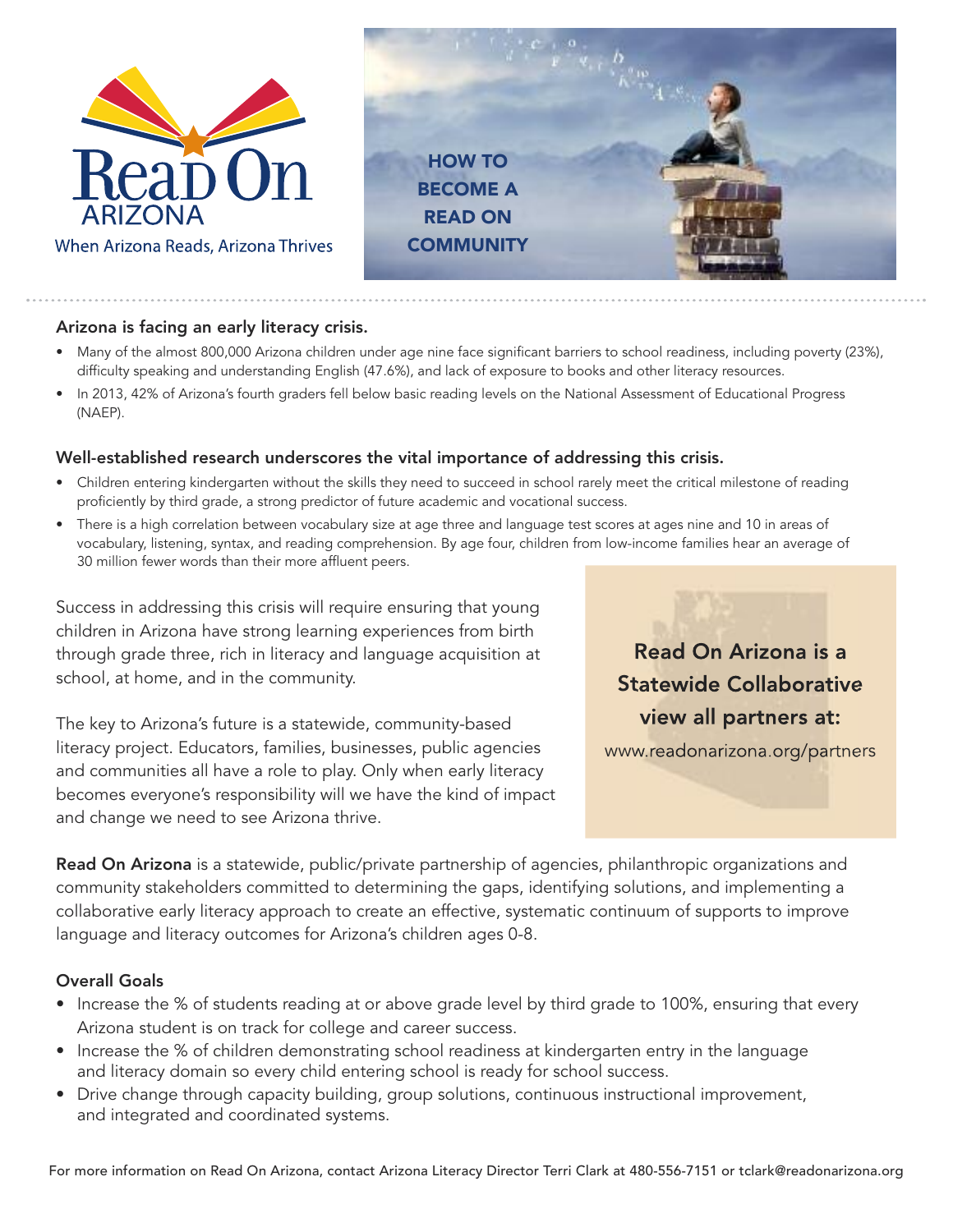Read On ARIZONA

When Arizona Reads, Arizona Thrives

# HOW TO BECOME A READ ON COMMUNITY

**Arizona is facing an early literacy crisis.**

- Many of the almost 800,000 Arizona children under age nine face significant barriers to school readiness, including poverty (23%), difficulty speaking and understanding English (47.6%), and lack of exposure to books and other literacy resources.
- In 2013, 42% of Arizona's fourth graders fell below basic reading levels on the National Assessment of Educational Progress (NAEP).

**Well-established research underscores the vital importance of addressing this crisis.**

- Children entering kindergarten without the skills they need to succeed in school rarely meet the critical milestone of reading proficiently by third grade, a strong predictor of future academic and vocational success.
- There is a high correlation between vocabulary size at age three and language test scores at ages nine and 10 in areas of vocabulary, listening, syntax, and reading comprehension. By age four, children from low-income families hear an average of 30 million fewer words than their more affluent peers.

Success in addressing this crisis will require ensuring that young children in Arizona have strong learning experiences from birth through grade three, rich in literacy and language acquisition at school, at home, and in the community.

The key to Arizona's future is a statewide, community-based literacy project. Educators, families, businesses, public agencies and communities all have a role to play. Only when early literacy becomes everyone's responsibility will we have the kind of impact and change we need to see Arizona thrive.

**Read On Arizona is a Statewide Collaborative view all partners at:**
www.readonarizona.org/partners

**Read On Arizona** is a statewide, public/private partnership of agencies, philanthropic organizations and community stakeholders committed to determining the gaps, identifying solutions, and implementing a collaborative early literacy approach to create an effective, systematic continuum of supports to improve language and literacy outcomes for Arizona's children ages 0-8.

**Overall Goals**

- Increase the % of students reading at or above grade level by third grade to 100%, ensuring that every Arizona student is on track for college and career success.
- Increase the % of children demonstrating school readiness at kindergarten entry in the language and literacy domain so every child entering school is ready for school success.
- Drive change through capacity building, group solutions, continuous instructional improvement, and integrated and coordinated systems.

For more information on Read On Arizona, contact Arizona Literacy Director Terri Clark at 480-556-7151 or tclark@readonarizona.org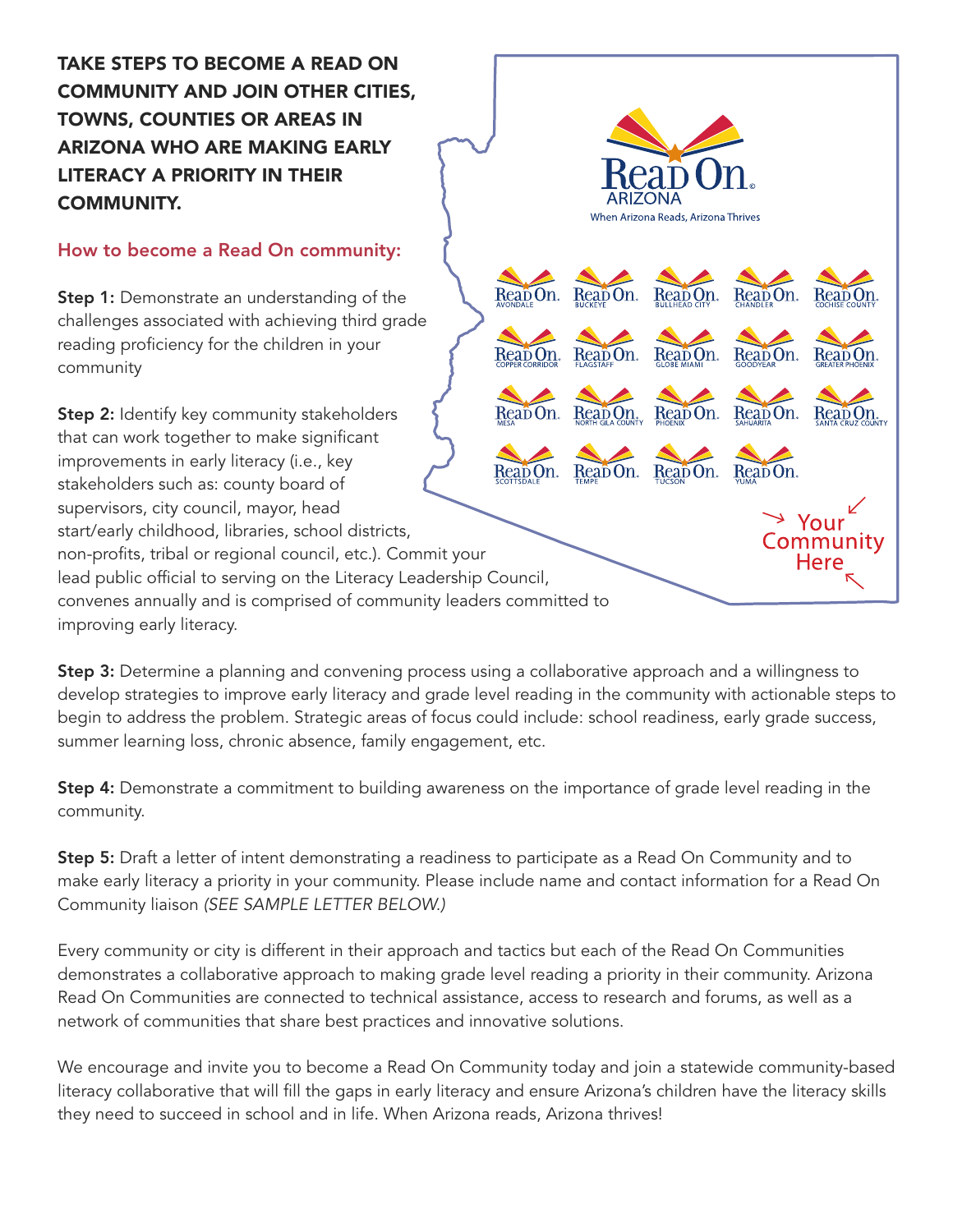# TAKE STEPS TO BECOME A READ ON COMMUNITY AND JOIN OTHER CITIES, TOWNS, COUNTIES OR AREAS IN ARIZONA WHO ARE MAKING EARLY LITERACY A PRIORITY IN THEIR COMMUNITY.

## How to become a Read On community:

**Step 1:** Demonstrate an understanding of the challenges associated with achieving third grade reading proficiency for the children in your community

**Step 2:** Identify key community stakeholders that can work together to make significant improvements in early literacy (i.e., key stakeholders such as: county board of supervisors, city council, mayor, head start/early childhood, libraries, school districts, non-profits, tribal or regional council, etc.). Commit your lead public official to serving on the Literacy Leadership Council, convenes annually and is comprised of community leaders committed to improving early literacy.

**Step 3:** Determine a planning and convening process using a collaborative approach and a willingness to develop strategies to improve early literacy and grade level reading in the community with actionable steps to begin to address the problem. Strategic areas of focus could include: school readiness, early grade success, summer learning loss, chronic absence, family engagement, etc.

**Step 4:** Demonstrate a commitment to building awareness on the importance of grade level reading in the community.

**Step 5:** Draft a letter of intent demonstrating a readiness to participate as a Read On Community and to make early literacy a priority in your community. Please include name and contact information for a Read On Community liaison *(SEE SAMPLE LETTER BELOW.)*

Every community or city is different in their approach and tactics but each of the Read On Communities demonstrates a collaborative approach to making grade level reading a priority in their community. Arizona Read On Communities are connected to technical assistance, access to research and forums, as well as a network of communities that share best practices and innovative solutions.

We encourage and invite you to become a Read On Community today and join a statewide community-based literacy collaborative that will fill the gaps in early literacy and ensure Arizona's children have the literacy skills they need to succeed in school and in life. When Arizona reads, Arizona thrives!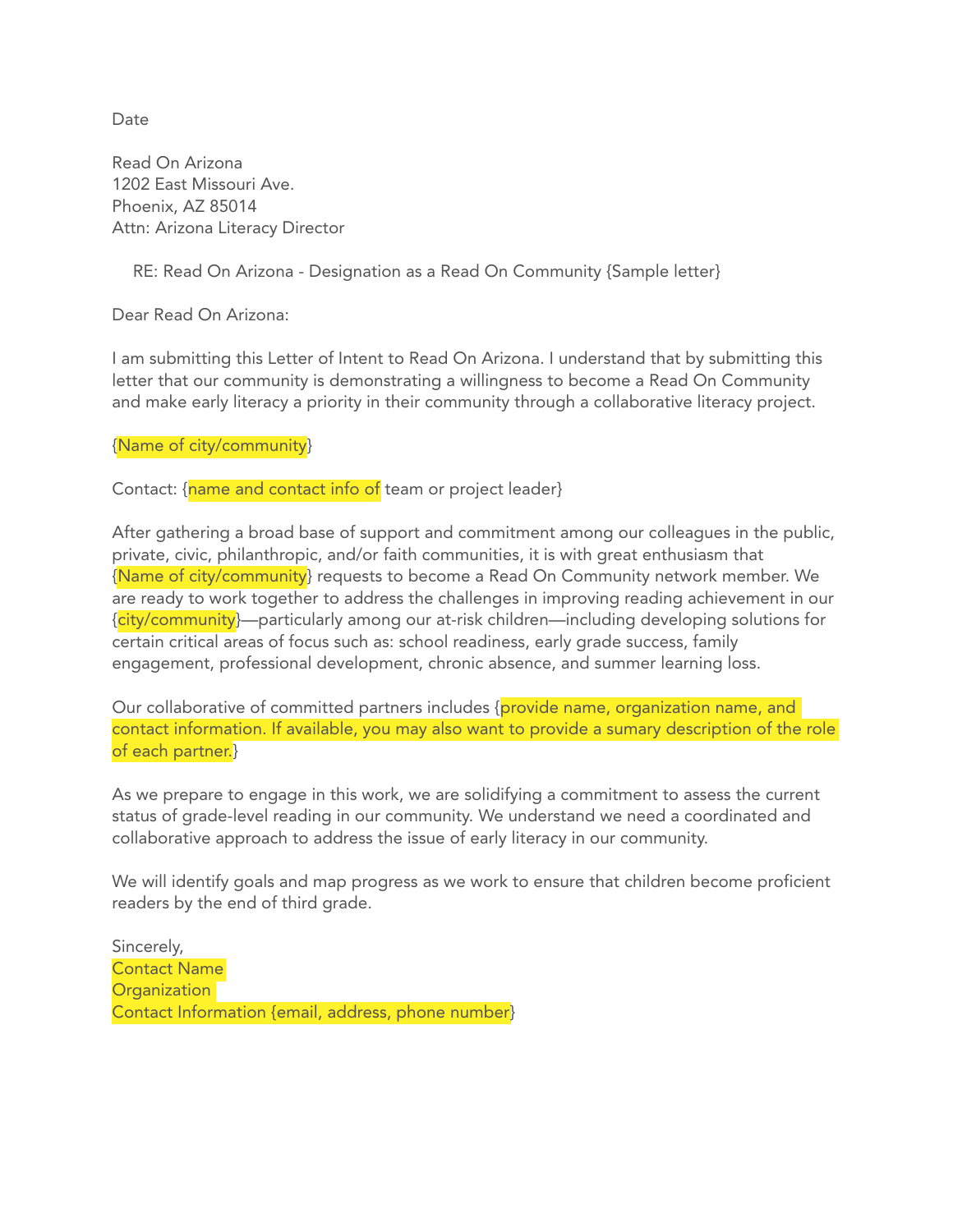Date

Read On Arizona
1202 East Missouri Ave.
Phoenix, AZ 85014
Attn: Arizona Literacy Director

RE: Read On Arizona - Designation as a Read On Community {Sample letter}

Dear Read On Arizona:

I am submitting this Letter of Intent to Read On Arizona. I understand that by submitting this letter that our community is demonstrating a willingness to become a Read On Community and make early literacy a priority in their community through a collaborative literacy project.

{Name of city/community}

Contact: {name and contact info of team or project leader}

After gathering a broad base of support and commitment among our colleagues in the public, private, civic, philanthropic, and/or faith communities, it is with great enthusiasm that {Name of city/community} requests to become a Read On Community network member. We are ready to work together to address the challenges in improving reading achievement in our {city/community}—particularly among our at-risk children—including developing solutions for certain critical areas of focus such as: school readiness, early grade success, family engagement, professional development, chronic absence, and summer learning loss.

Our collaborative of committed partners includes {provide name, organization name, and contact information. If available, you may also want to provide a sumary description of the role of each partner.}

As we prepare to engage in this work, we are solidifying a commitment to assess the current status of grade-level reading in our community. We understand we need a coordinated and collaborative approach to address the issue of early literacy in our community.

We will identify goals and map progress as we work to ensure that children become proficient readers by the end of third grade.

Sincerely,
Contact Name
Organization
Contact Information {email, address, phone number}